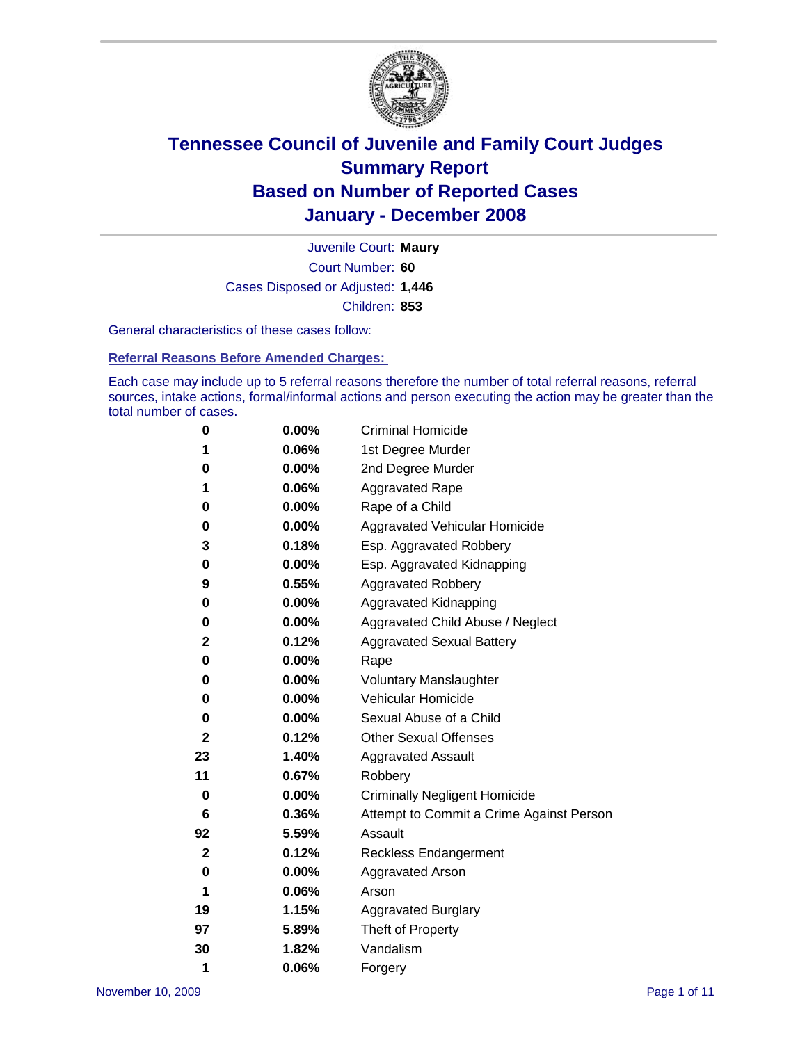# Tennessee Council of Juvenile and Family Court Judges
## Summary Report
## Based on Number of Reported Cases
## January - December 2008

Juvenile Court: **Maury**
Court Number: **60**
Cases Disposed or Adjusted: **1,446**
Children: **853**

General characteristics of these cases follow:

### Referral Reasons Before Amended Charges:

Each case may include up to 5 referral reasons therefore the number of total referral reasons, referral sources, intake actions, formal/informal actions and person executing the action may be greater than the total number of cases.

| Count | Percent | Referral Reason |
|---|---|---|
| 0 | 0.00% | Criminal Homicide |
| 1 | 0.06% | 1st Degree Murder |
| 0 | 0.00% | 2nd Degree Murder |
| 1 | 0.06% | Aggravated Rape |
| 0 | 0.00% | Rape of a Child |
| 0 | 0.00% | Aggravated Vehicular Homicide |
| 3 | 0.18% | Esp. Aggravated Robbery |
| 0 | 0.00% | Esp. Aggravated Kidnapping |
| 9 | 0.55% | Aggravated Robbery |
| 0 | 0.00% | Aggravated Kidnapping |
| 0 | 0.00% | Aggravated Child Abuse / Neglect |
| 2 | 0.12% | Aggravated Sexual Battery |
| 0 | 0.00% | Rape |
| 0 | 0.00% | Voluntary Manslaughter |
| 0 | 0.00% | Vehicular Homicide |
| 0 | 0.00% | Sexual Abuse of a Child |
| 2 | 0.12% | Other Sexual Offenses |
| 23 | 1.40% | Aggravated Assault |
| 11 | 0.67% | Robbery |
| 0 | 0.00% | Criminally Negligent Homicide |
| 6 | 0.36% | Attempt to Commit a Crime Against Person |
| 92 | 5.59% | Assault |
| 2 | 0.12% | Reckless Endangerment |
| 0 | 0.00% | Aggravated Arson |
| 1 | 0.06% | Arson |
| 19 | 1.15% | Aggravated Burglary |
| 97 | 5.89% | Theft of Property |
| 30 | 1.82% | Vandalism |
| 1 | 0.06% | Forgery |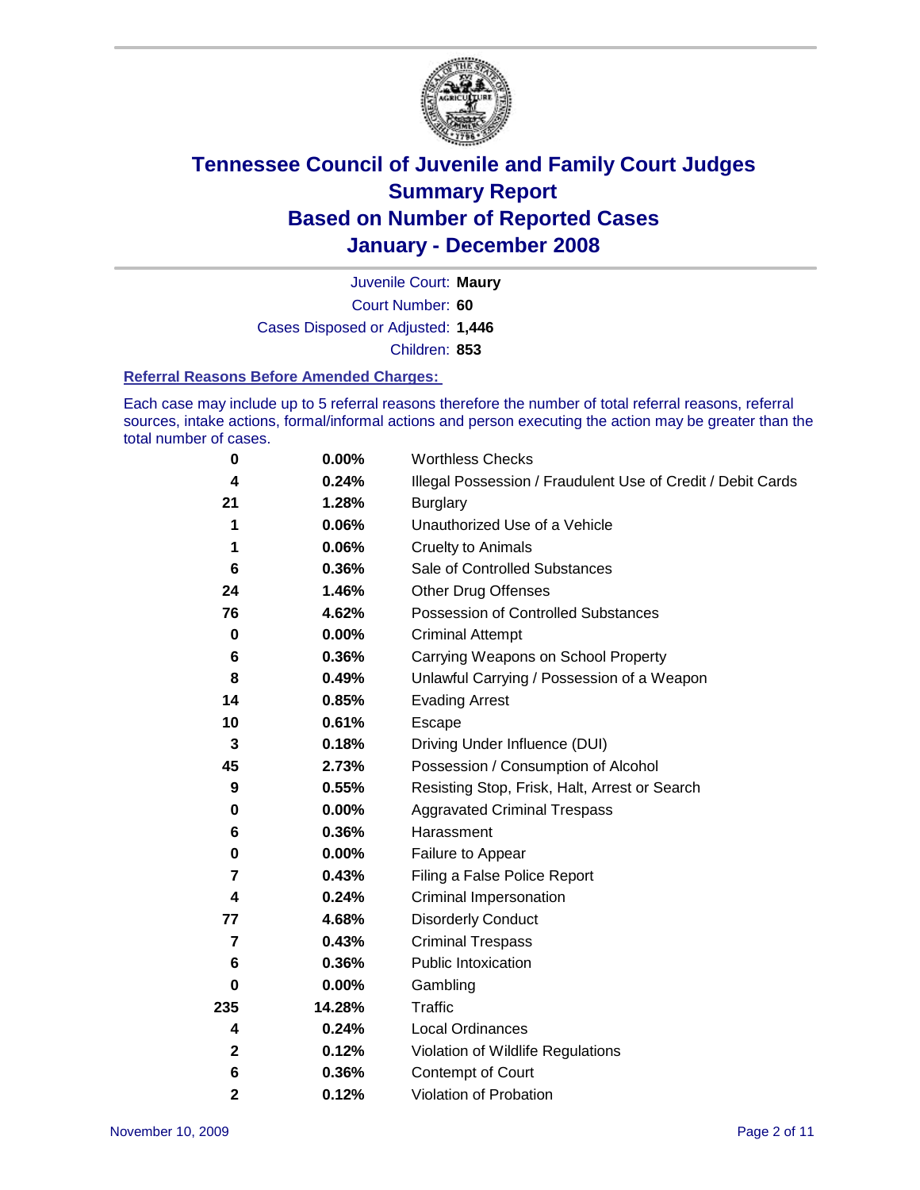# Tennessee Council of Juvenile and Family Court Judges
# Summary Report
# Based on Number of Reported Cases
# January - December 2008

Juvenile Court: **Maury**

Court Number: **60**

Cases Disposed or Adjusted: **1,446**

Children: **853**

### Referral Reasons Before Amended Charges:

Each case may include up to 5 referral reasons therefore the number of total referral reasons, referral sources, intake actions, formal/informal actions and person executing the action may be greater than the total number of cases.

| | | |
|---|---|---|
| 0 | 0.00% | Worthless Checks |
| 4 | 0.24% | Illegal Possession / Fraudulent Use of Credit / Debit Cards |
| 21 | 1.28% | Burglary |
| 1 | 0.06% | Unauthorized Use of a Vehicle |
| 1 | 0.06% | Cruelty to Animals |
| 6 | 0.36% | Sale of Controlled Substances |
| 24 | 1.46% | Other Drug Offenses |
| 76 | 4.62% | Possession of Controlled Substances |
| 0 | 0.00% | Criminal Attempt |
| 6 | 0.36% | Carrying Weapons on School Property |
| 8 | 0.49% | Unlawful Carrying / Possession of a Weapon |
| 14 | 0.85% | Evading Arrest |
| 10 | 0.61% | Escape |
| 3 | 0.18% | Driving Under Influence (DUI) |
| 45 | 2.73% | Possession / Consumption of Alcohol |
| 9 | 0.55% | Resisting Stop, Frisk, Halt, Arrest or Search |
| 0 | 0.00% | Aggravated Criminal Trespass |
| 6 | 0.36% | Harassment |
| 0 | 0.00% | Failure to Appear |
| 7 | 0.43% | Filing a False Police Report |
| 4 | 0.24% | Criminal Impersonation |
| 77 | 4.68% | Disorderly Conduct |
| 7 | 0.43% | Criminal Trespass |
| 6 | 0.36% | Public Intoxication |
| 0 | 0.00% | Gambling |
| 235 | 14.28% | Traffic |
| 4 | 0.24% | Local Ordinances |
| 2 | 0.12% | Violation of Wildlife Regulations |
| 6 | 0.36% | Contempt of Court |
| 2 | 0.12% | Violation of Probation |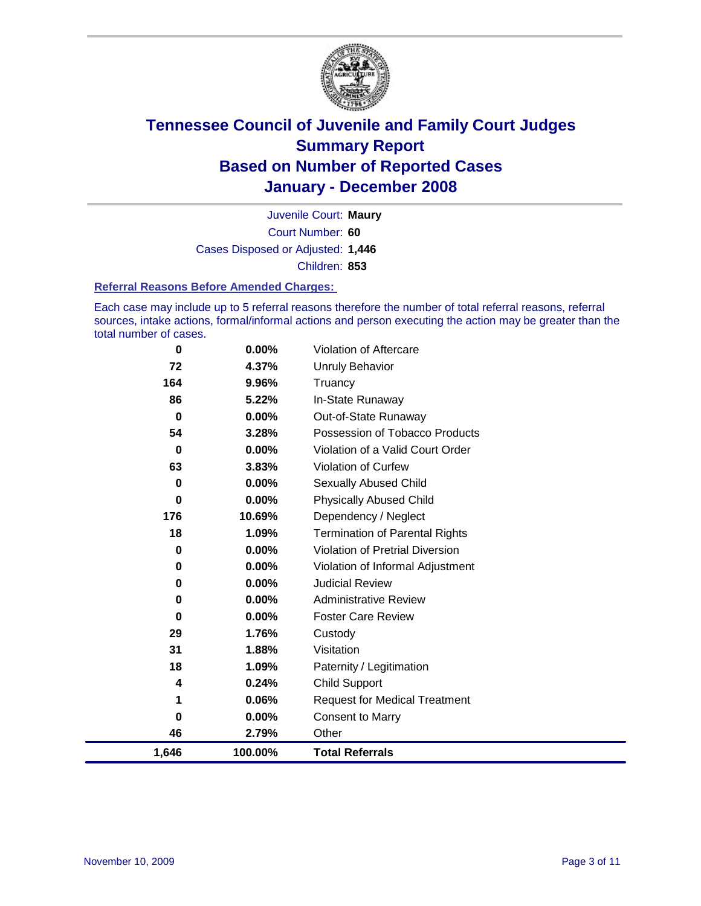# Tennessee Council of Juvenile and Family Court Judges Summary Report Based on Number of Reported Cases January - December 2008

Juvenile Court: **Maury**

Court Number: **60**

Cases Disposed or Adjusted: **1,446**

Children: **853**

### Referral Reasons Before Amended Charges:

Each case may include up to 5 referral reasons therefore the number of total referral reasons, referral sources, intake actions, formal/informal actions and person executing the action may be greater than the total number of cases.

| Count | Percent | Referral Reason |
|---|---|---|
| 0 | 0.00% | Violation of Aftercare |
| 72 | 4.37% | Unruly Behavior |
| 164 | 9.96% | Truancy |
| 86 | 5.22% | In-State Runaway |
| 0 | 0.00% | Out-of-State Runaway |
| 54 | 3.28% | Possession of Tobacco Products |
| 0 | 0.00% | Violation of a Valid Court Order |
| 63 | 3.83% | Violation of Curfew |
| 0 | 0.00% | Sexually Abused Child |
| 0 | 0.00% | Physically Abused Child |
| 176 | 10.69% | Dependency / Neglect |
| 18 | 1.09% | Termination of Parental Rights |
| 0 | 0.00% | Violation of Pretrial Diversion |
| 0 | 0.00% | Violation of Informal Adjustment |
| 0 | 0.00% | Judicial Review |
| 0 | 0.00% | Administrative Review |
| 0 | 0.00% | Foster Care Review |
| 29 | 1.76% | Custody |
| 31 | 1.88% | Visitation |
| 18 | 1.09% | Paternity / Legitimation |
| 4 | 0.24% | Child Support |
| 1 | 0.06% | Request for Medical Treatment |
| 0 | 0.00% | Consent to Marry |
| 46 | 2.79% | Other |
| **1,646** | **100.00%** | **Total Referrals** |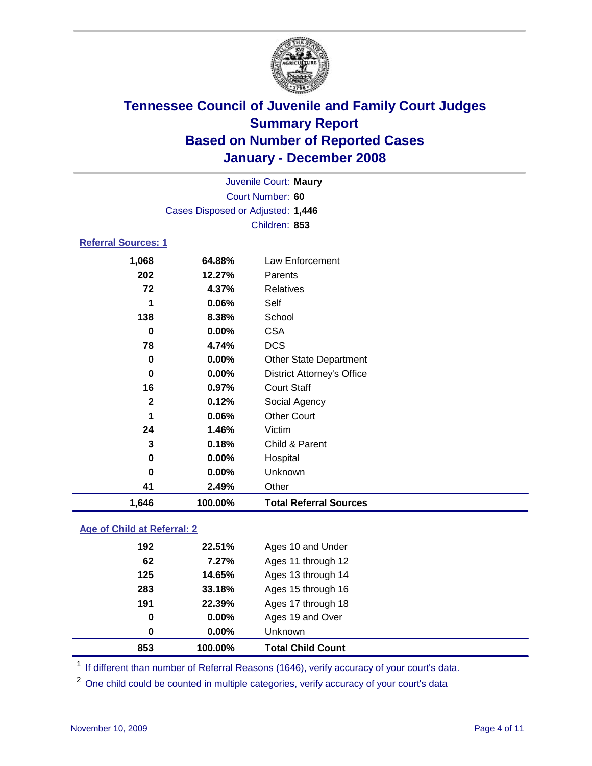# Tennessee Council of Juvenile and Family Court Judges
## Summary Report
## Based on Number of Reported Cases
## January - December 2008

Juvenile Court: **Maury**
Court Number: **60**
Cases Disposed or Adjusted: **1,446**
Children: **853**

### Referral Sources: 1

| | | |
|---|---|---|
| 1,068 | 64.88% | Law Enforcement |
| 202 | 12.27% | Parents |
| 72 | 4.37% | Relatives |
| 1 | 0.06% | Self |
| 138 | 8.38% | School |
| 0 | 0.00% | CSA |
| 78 | 4.74% | DCS |
| 0 | 0.00% | Other State Department |
| 0 | 0.00% | District Attorney's Office |
| 16 | 0.97% | Court Staff |
| 2 | 0.12% | Social Agency |
| 1 | 0.06% | Other Court |
| 24 | 1.46% | Victim |
| 3 | 0.18% | Child & Parent |
| 0 | 0.00% | Hospital |
| 0 | 0.00% | Unknown |
| 41 | 2.49% | Other |
| **1,646** | **100.00%** | **Total Referral Sources** |

### Age of Child at Referral: 2

| | | |
|---|---|---|
| 192 | 22.51% | Ages 10 and Under |
| 62 | 7.27% | Ages 11 through 12 |
| 125 | 14.65% | Ages 13 through 14 |
| 283 | 33.18% | Ages 15 through 16 |
| 191 | 22.39% | Ages 17 through 18 |
| 0 | 0.00% | Ages 19 and Over |
| 0 | 0.00% | Unknown |
| **853** | **100.00%** | **Total Child Count** |

[1] If different than number of Referral Reasons (1646), verify accuracy of your court's data.

[2] One child could be counted in multiple categories, verify accuracy of your court's data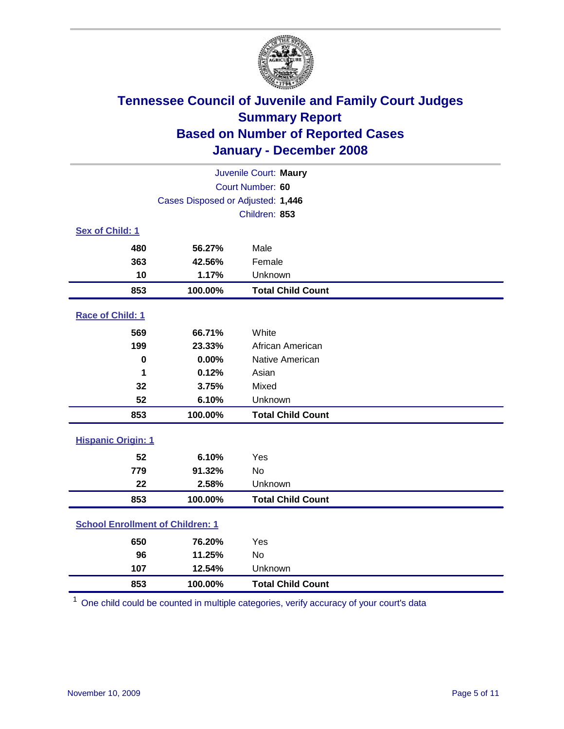# Tennessee Council of Juvenile and Family Court Judges
## Summary Report
## Based on Number of Reported Cases
## January - December 2008

Juvenile Court: **Maury**
Court Number: **60**
Cases Disposed or Adjusted: **1,446**
Children: **853**

### Sex of Child: 1

| Count | Percent | Category |
|---|---|---|
| 480 | 56.27% | Male |
| 363 | 42.56% | Female |
| 10 | 1.17% | Unknown |
| **853** | **100.00%** | **Total Child Count** |

### Race of Child: 1

| Count | Percent | Category |
|---|---|---|
| 569 | 66.71% | White |
| 199 | 23.33% | African American |
| 0 | 0.00% | Native American |
| 1 | 0.12% | Asian |
| 32 | 3.75% | Mixed |
| 52 | 6.10% | Unknown |
| **853** | **100.00%** | **Total Child Count** |

### Hispanic Origin: 1

| Count | Percent | Category |
|---|---|---|
| 52 | 6.10% | Yes |
| 779 | 91.32% | No |
| 22 | 2.58% | Unknown |
| **853** | **100.00%** | **Total Child Count** |

### School Enrollment of Children: 1

| Count | Percent | Category |
|---|---|---|
| 650 | 76.20% | Yes |
| 96 | 11.25% | No |
| 107 | 12.54% | Unknown |
| **853** | **100.00%** | **Total Child Count** |

[1] One child could be counted in multiple categories, verify accuracy of your court's data

November 10, 2009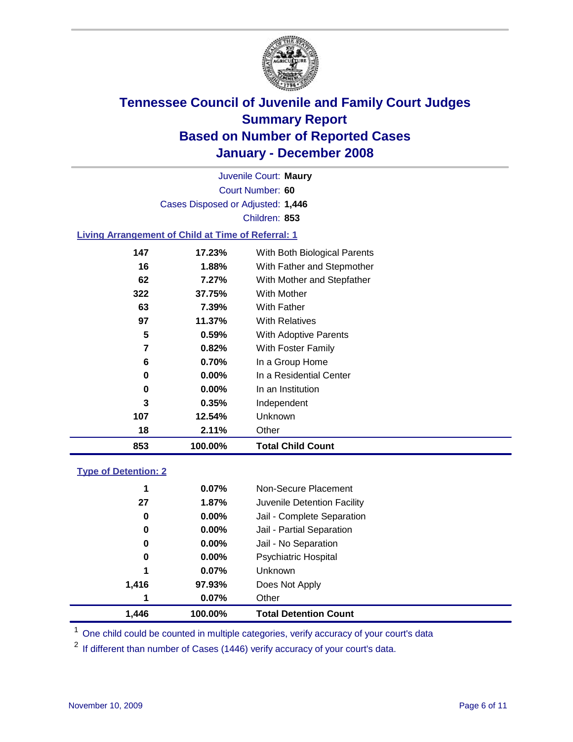# Tennessee Council of Juvenile and Family Court Judges
## Summary Report
## Based on Number of Reported Cases
## January - December 2008

Juvenile Court: **Maury**
Court Number: **60**
Cases Disposed or Adjusted: **1,446**
Children: **853**

### Living Arrangement of Child at Time of Referral: 1

| Count | Percent | Arrangement |
|---|---|---|
| 147 | 17.23% | With Both Biological Parents |
| 16 | 1.88% | With Father and Stepmother |
| 62 | 7.27% | With Mother and Stepfather |
| 322 | 37.75% | With Mother |
| 63 | 7.39% | With Father |
| 97 | 11.37% | With Relatives |
| 5 | 0.59% | With Adoptive Parents |
| 7 | 0.82% | With Foster Family |
| 6 | 0.70% | In a Group Home |
| 0 | 0.00% | In a Residential Center |
| 0 | 0.00% | In an Institution |
| 3 | 0.35% | Independent |
| 107 | 12.54% | Unknown |
| 18 | 2.11% | Other |
| **853** | **100.00%** | **Total Child Count** |

### Type of Detention: 2

| Count | Percent | Type |
|---|---|---|
| 1 | 0.07% | Non-Secure Placement |
| 27 | 1.87% | Juvenile Detention Facility |
| 0 | 0.00% | Jail - Complete Separation |
| 0 | 0.00% | Jail - Partial Separation |
| 0 | 0.00% | Jail - No Separation |
| 0 | 0.00% | Psychiatric Hospital |
| 1 | 0.07% | Unknown |
| 1,416 | 97.93% | Does Not Apply |
| 1 | 0.07% | Other |
| **1,446** | **100.00%** | **Total Detention Count** |

[1] One child could be counted in multiple categories, verify accuracy of your court's data

[2] If different than number of Cases (1446) verify accuracy of your court's data.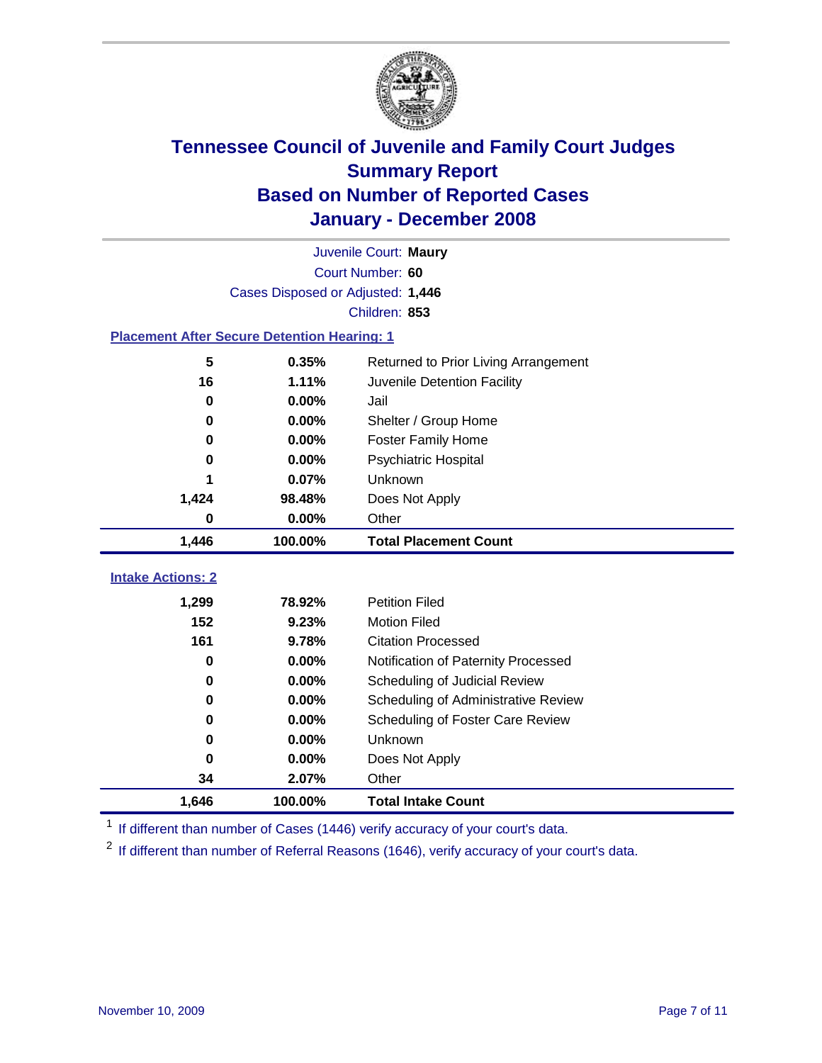# Tennessee Council of Juvenile and Family Court Judges
## Summary Report
## Based on Number of Reported Cases
## January - December 2008

Juvenile Court: **Maury**
Court Number: **60**
Cases Disposed or Adjusted: **1,446**
Children: **853**

### Placement After Secure Detention Hearing: 1

| | | |
|---|---|---|
| 5 | 0.35% | Returned to Prior Living Arrangement |
| 16 | 1.11% | Juvenile Detention Facility |
| 0 | 0.00% | Jail |
| 0 | 0.00% | Shelter / Group Home |
| 0 | 0.00% | Foster Family Home |
| 0 | 0.00% | Psychiatric Hospital |
| 1 | 0.07% | Unknown |
| 1,424 | 98.48% | Does Not Apply |
| 0 | 0.00% | Other |
| **1,446** | **100.00%** | **Total Placement Count** |

### Intake Actions: 2

| | | |
|---|---|---|
| 1,299 | 78.92% | Petition Filed |
| 152 | 9.23% | Motion Filed |
| 161 | 9.78% | Citation Processed |
| 0 | 0.00% | Notification of Paternity Processed |
| 0 | 0.00% | Scheduling of Judicial Review |
| 0 | 0.00% | Scheduling of Administrative Review |
| 0 | 0.00% | Scheduling of Foster Care Review |
| 0 | 0.00% | Unknown |
| 0 | 0.00% | Does Not Apply |
| 34 | 2.07% | Other |
| **1,646** | **100.00%** | **Total Intake Count** |

[1] If different than number of Cases (1446) verify accuracy of your court's data.

[2] If different than number of Referral Reasons (1646), verify accuracy of your court's data.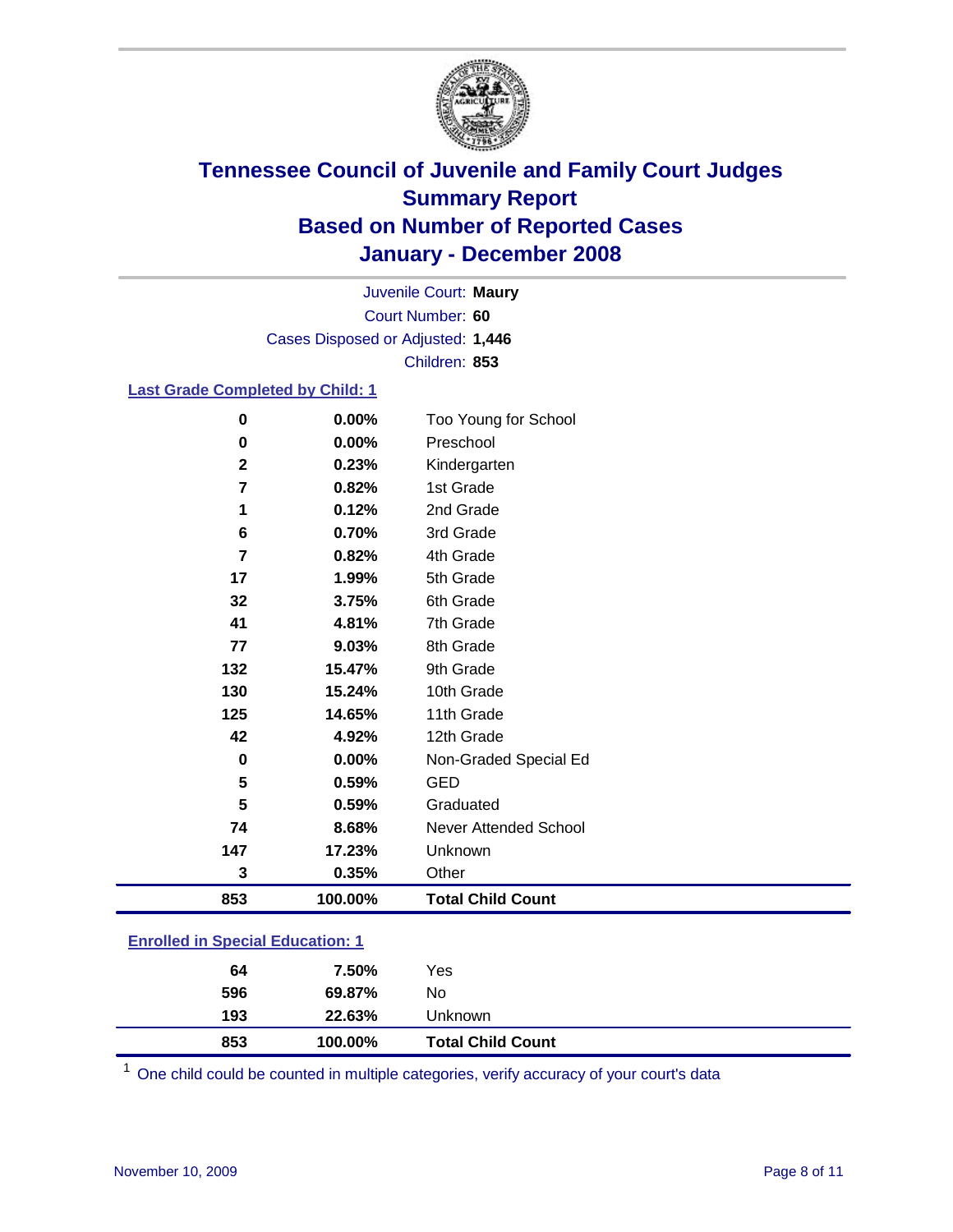# Tennessee Council of Juvenile and Family Court Judges
## Summary Report
## Based on Number of Reported Cases
## January - December 2008

Juvenile Court: **Maury**
Court Number: **60**
Cases Disposed or Adjusted: **1,446**
Children: **853**

### Last Grade Completed by Child: 1

| Count | Percent | Category |
|---|---|---|
| 0 | 0.00% | Too Young for School |
| 0 | 0.00% | Preschool |
| 2 | 0.23% | Kindergarten |
| 7 | 0.82% | 1st Grade |
| 1 | 0.12% | 2nd Grade |
| 6 | 0.70% | 3rd Grade |
| 7 | 0.82% | 4th Grade |
| 17 | 1.99% | 5th Grade |
| 32 | 3.75% | 6th Grade |
| 41 | 4.81% | 7th Grade |
| 77 | 9.03% | 8th Grade |
| 132 | 15.47% | 9th Grade |
| 130 | 15.24% | 10th Grade |
| 125 | 14.65% | 11th Grade |
| 42 | 4.92% | 12th Grade |
| 0 | 0.00% | Non-Graded Special Ed |
| 5 | 0.59% | GED |
| 5 | 0.59% | Graduated |
| 74 | 8.68% | Never Attended School |
| 147 | 17.23% | Unknown |
| 3 | 0.35% | Other |
| **853** | **100.00%** | **Total Child Count** |

### Enrolled in Special Education: 1

| Count | Percent | Category |
|---|---|---|
| 64 | 7.50% | Yes |
| 596 | 69.87% | No |
| 193 | 22.63% | Unknown |
| **853** | **100.00%** | **Total Child Count** |

[1] One child could be counted in multiple categories, verify accuracy of your court's data

November 10, 2009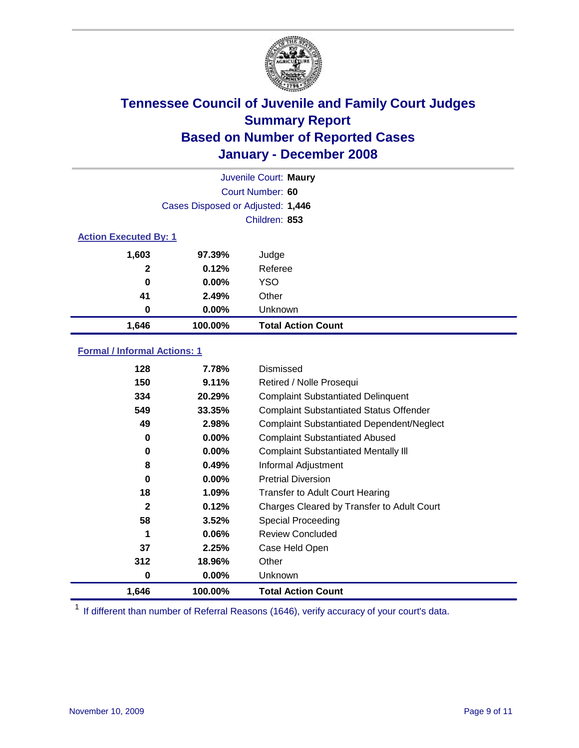# Tennessee Council of Juvenile and Family Court Judges
## Summary Report
## Based on Number of Reported Cases
## January - December 2008

Juvenile Court: **Maury**
Court Number: **60**
Cases Disposed or Adjusted: **1,446**
Children: **853**

### Action Executed By: 1

| | | |
|---|---|---|
| 1,603 | 97.39% | Judge |
| 2 | 0.12% | Referee |
| 0 | 0.00% | YSO |
| 41 | 2.49% | Other |
| 0 | 0.00% | Unknown |
| **1,646** | **100.00%** | **Total Action Count** |

### Formal / Informal Actions: 1

| | | |
|---|---|---|
| 128 | 7.78% | Dismissed |
| 150 | 9.11% | Retired / Nolle Prosequi |
| 334 | 20.29% | Complaint Substantiated Delinquent |
| 549 | 33.35% | Complaint Substantiated Status Offender |
| 49 | 2.98% | Complaint Substantiated Dependent/Neglect |
| 0 | 0.00% | Complaint Substantiated Abused |
| 0 | 0.00% | Complaint Substantiated Mentally Ill |
| 8 | 0.49% | Informal Adjustment |
| 0 | 0.00% | Pretrial Diversion |
| 18 | 1.09% | Transfer to Adult Court Hearing |
| 2 | 0.12% | Charges Cleared by Transfer to Adult Court |
| 58 | 3.52% | Special Proceeding |
| 1 | 0.06% | Review Concluded |
| 37 | 2.25% | Case Held Open |
| 312 | 18.96% | Other |
| 0 | 0.00% | Unknown |
| **1,646** | **100.00%** | **Total Action Count** |

[1] If different than number of Referral Reasons (1646), verify accuracy of your court's data.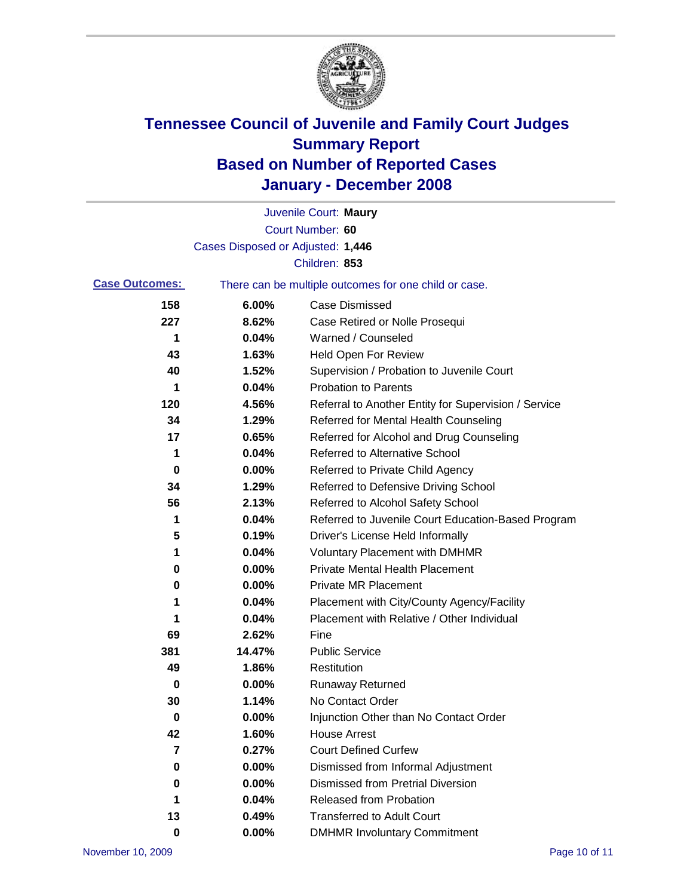# Tennessee Council of Juvenile and Family Court Judges
# Summary Report
# Based on Number of Reported Cases
# January - December 2008

Juvenile Court: **Maury**

Court Number: **60**

Cases Disposed or Adjusted: **1,446**

Children: **853**

**Case Outcomes:** There can be multiple outcomes for one child or case.

| Count | Percent | Outcome |
|---|---|---|
| 158 | 6.00% | Case Dismissed |
| 227 | 8.62% | Case Retired or Nolle Prosequi |
| 1 | 0.04% | Warned / Counseled |
| 43 | 1.63% | Held Open For Review |
| 40 | 1.52% | Supervision / Probation to Juvenile Court |
| 1 | 0.04% | Probation to Parents |
| 120 | 4.56% | Referral to Another Entity for Supervision / Service |
| 34 | 1.29% | Referred for Mental Health Counseling |
| 17 | 0.65% | Referred for Alcohol and Drug Counseling |
| 1 | 0.04% | Referred to Alternative School |
| 0 | 0.00% | Referred to Private Child Agency |
| 34 | 1.29% | Referred to Defensive Driving School |
| 56 | 2.13% | Referred to Alcohol Safety School |
| 1 | 0.04% | Referred to Juvenile Court Education-Based Program |
| 5 | 0.19% | Driver's License Held Informally |
| 1 | 0.04% | Voluntary Placement with DMHMR |
| 0 | 0.00% | Private Mental Health Placement |
| 0 | 0.00% | Private MR Placement |
| 1 | 0.04% | Placement with City/County Agency/Facility |
| 1 | 0.04% | Placement with Relative / Other Individual |
| 69 | 2.62% | Fine |
| 381 | 14.47% | Public Service |
| 49 | 1.86% | Restitution |
| 0 | 0.00% | Runaway Returned |
| 30 | 1.14% | No Contact Order |
| 0 | 0.00% | Injunction Other than No Contact Order |
| 42 | 1.60% | House Arrest |
| 7 | 0.27% | Court Defined Curfew |
| 0 | 0.00% | Dismissed from Informal Adjustment |
| 0 | 0.00% | Dismissed from Pretrial Diversion |
| 1 | 0.04% | Released from Probation |
| 13 | 0.49% | Transferred to Adult Court |
| 0 | 0.00% | DMHMR Involuntary Commitment |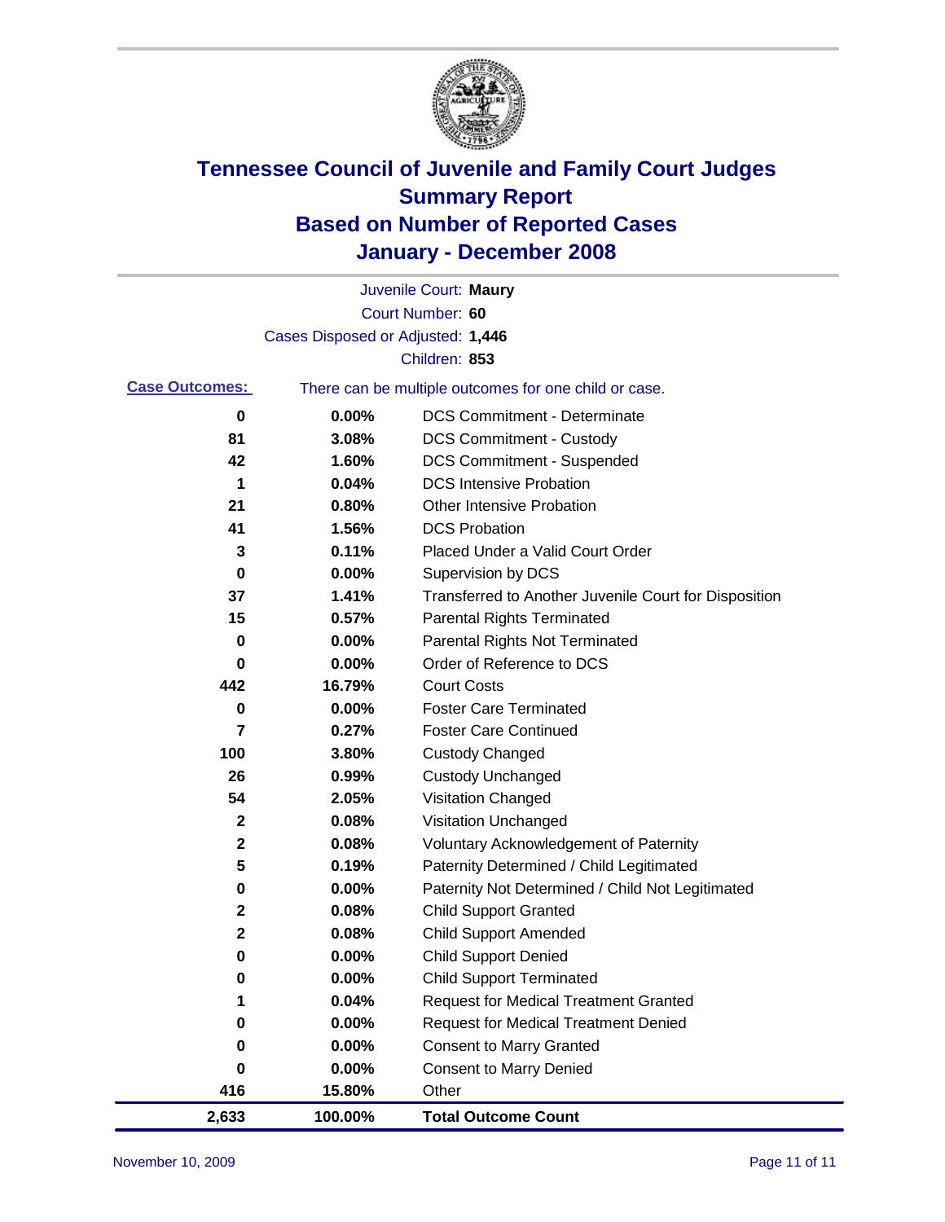# Tennessee Council of Juvenile and Family Court Judges
# Summary Report
# Based on Number of Reported Cases
# January - December 2008

Juvenile Court: **Maury**

Court Number: **60**

Cases Disposed or Adjusted: **1,446**

Children: **853**

**Case Outcomes:** There can be multiple outcomes for one child or case.

| | | |
|---|---|---|
| 0 | 0.00% | DCS Commitment - Determinate |
| 81 | 3.08% | DCS Commitment - Custody |
| 42 | 1.60% | DCS Commitment - Suspended |
| 1 | 0.04% | DCS Intensive Probation |
| 21 | 0.80% | Other Intensive Probation |
| 41 | 1.56% | DCS Probation |
| 3 | 0.11% | Placed Under a Valid Court Order |
| 0 | 0.00% | Supervision by DCS |
| 37 | 1.41% | Transferred to Another Juvenile Court for Disposition |
| 15 | 0.57% | Parental Rights Terminated |
| 0 | 0.00% | Parental Rights Not Terminated |
| 0 | 0.00% | Order of Reference to DCS |
| 442 | 16.79% | Court Costs |
| 0 | 0.00% | Foster Care Terminated |
| 7 | 0.27% | Foster Care Continued |
| 100 | 3.80% | Custody Changed |
| 26 | 0.99% | Custody Unchanged |
| 54 | 2.05% | Visitation Changed |
| 2 | 0.08% | Visitation Unchanged |
| 2 | 0.08% | Voluntary Acknowledgement of Paternity |
| 5 | 0.19% | Paternity Determined / Child Legitimated |
| 0 | 0.00% | Paternity Not Determined / Child Not Legitimated |
| 2 | 0.08% | Child Support Granted |
| 2 | 0.08% | Child Support Amended |
| 0 | 0.00% | Child Support Denied |
| 0 | 0.00% | Child Support Terminated |
| 1 | 0.04% | Request for Medical Treatment Granted |
| 0 | 0.00% | Request for Medical Treatment Denied |
| 0 | 0.00% | Consent to Marry Granted |
| 0 | 0.00% | Consent to Marry Denied |
| 416 | 15.80% | Other |
| **2,633** | **100.00%** | **Total Outcome Count** |